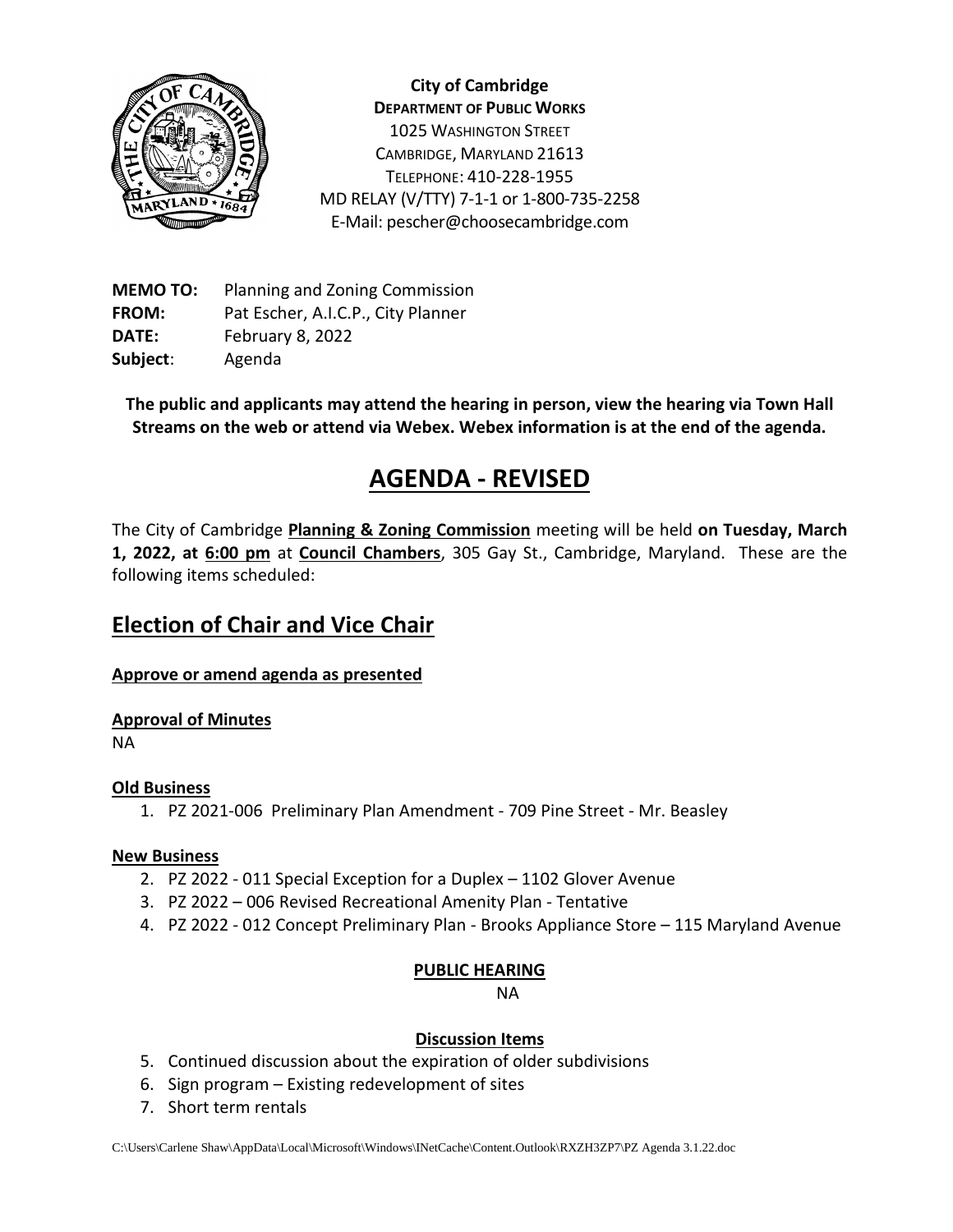**City of Cambridge**
**DEPARTMENT OF PUBLIC WORKS**
1025 WASHINGTON STREET
CAMBRIDGE, MARYLAND 21613
TELEPHONE: 410-228-1955
MD RELAY (V/TTY) 7-1-1 or 1-800-735-2258
E-Mail: pescher@choosecambridge.com

**MEMO TO:** Planning and Zoning Commission
**FROM:** Pat Escher, A.I.C.P., City Planner
**DATE:** February 8, 2022
**Subject**: Agenda

**The public and applicants may attend the hearing in person, view the hearing via Town Hall Streams on the web or attend via Webex. Webex information is at the end of the agenda.**

# AGENDA - REVISED

The City of Cambridge **Planning & Zoning Commission** meeting will be held **on Tuesday, March 1, 2022, at 6:00 pm** at **Council Chambers**, 305 Gay St., Cambridge, Maryland. These are the following items scheduled:

## Election of Chair and Vice Chair

**Approve or amend agenda as presented**

**Approval of Minutes**

NA

**Old Business**

1. PZ 2021-006 Preliminary Plan Amendment - 709 Pine Street - Mr. Beasley

**New Business**

2. PZ 2022 - 011 Special Exception for a Duplex – 1102 Glover Avenue
3. PZ 2022 – 006 Revised Recreational Amenity Plan - Tentative
4. PZ 2022 - 012 Concept Preliminary Plan - Brooks Appliance Store – 115 Maryland Avenue

**PUBLIC HEARING**

NA

**Discussion Items**

5. Continued discussion about the expiration of older subdivisions
6. Sign program – Existing redevelopment of sites
7. Short term rentals

C:\Users\Carlene Shaw\AppData\Local\Microsoft\Windows\INetCache\Content.Outlook\RXZH3ZP7\PZ Agenda 3.1.22.doc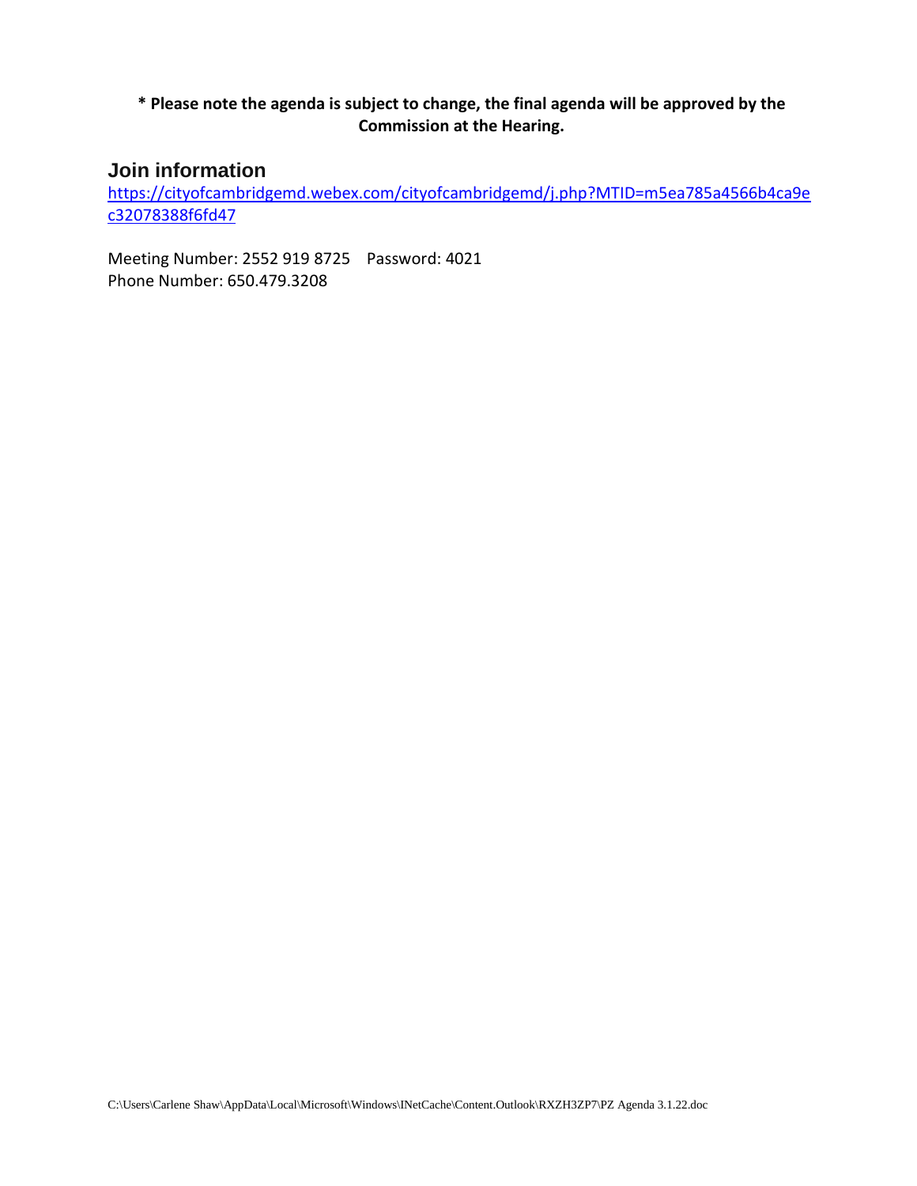**\* Please note the agenda is subject to change, the final agenda will be approved by the Commission at the Hearing.**

## Join information

https://cityofcambridgemd.webex.com/cityofcambridgemd/j.php?MTID=m5ea785a4566b4ca9ec32078388f6fd47

Meeting Number: 2552 919 8725    Password: 4021
Phone Number: 650.479.3208

C:\Users\Carlene Shaw\AppData\Local\Microsoft\Windows\INetCache\Content.Outlook\RXZH3ZP7\PZ Agenda 3.1.22.doc